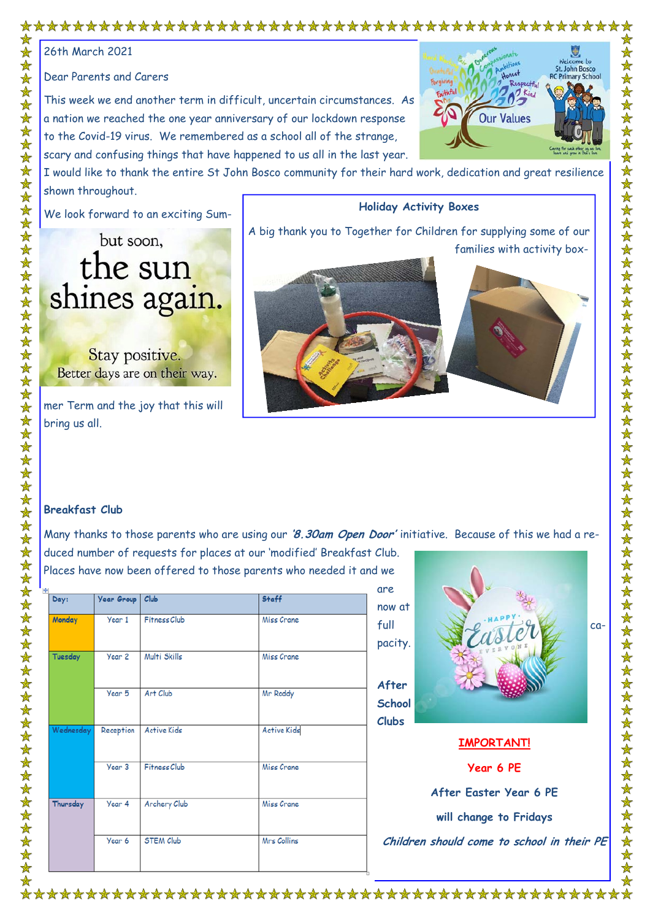26th March 2021

Dear Parents and Carers

This week we end another term in difficult, uncertain circumstances. As a nation we reached the one year anniversary of our lockdown response to the Covid-19 virus. We remembered as a school all of the strange, scary and confusing things that have happened to us all in the last year. I would like to thank the entire St John Bosco community for their hard work, dedication and great resilience shown throughout.

We look forward to an exciting Summer Term and the joy that this will bring us all.

but soon, the sun shines again.

Stay positive. Better days are on their way.

**Holiday Activity Boxes**

A big thank you to Together for Children for supplying some of our families with activity box-

**Breakfast Club**

Many thanks to those parents who are using our ***'8.30am Open Door'*** initiative. Because of this we had a reduced number of requests for places at our 'modified' Breakfast Club. Places have now been offered to those parents who needed it and we are now at full capacity.

**After School Clubs**

| Day: | Year Group | Club | Staff |
|---|---|---|---|
| Monday | Year 1 | Fitness Club | Miss Crane |
| Tuesday | Year 2 | Multi Skills | Miss Crane |
| | Year 5 | Art Club | Mr Reddy |
| Wednesday | Reception | Active Kids | Active Kids |
| | Year 3 | Fitness Club | Miss Crane |
| Thursday | Year 4 | Archery Club | Miss Crane |
| | Year 6 | STEM Club | Mrs Collins |

**IMPORTANT!**

**Year 6 PE**

**After Easter Year 6 PE will change to Fridays**

***Children should come to school in their PE***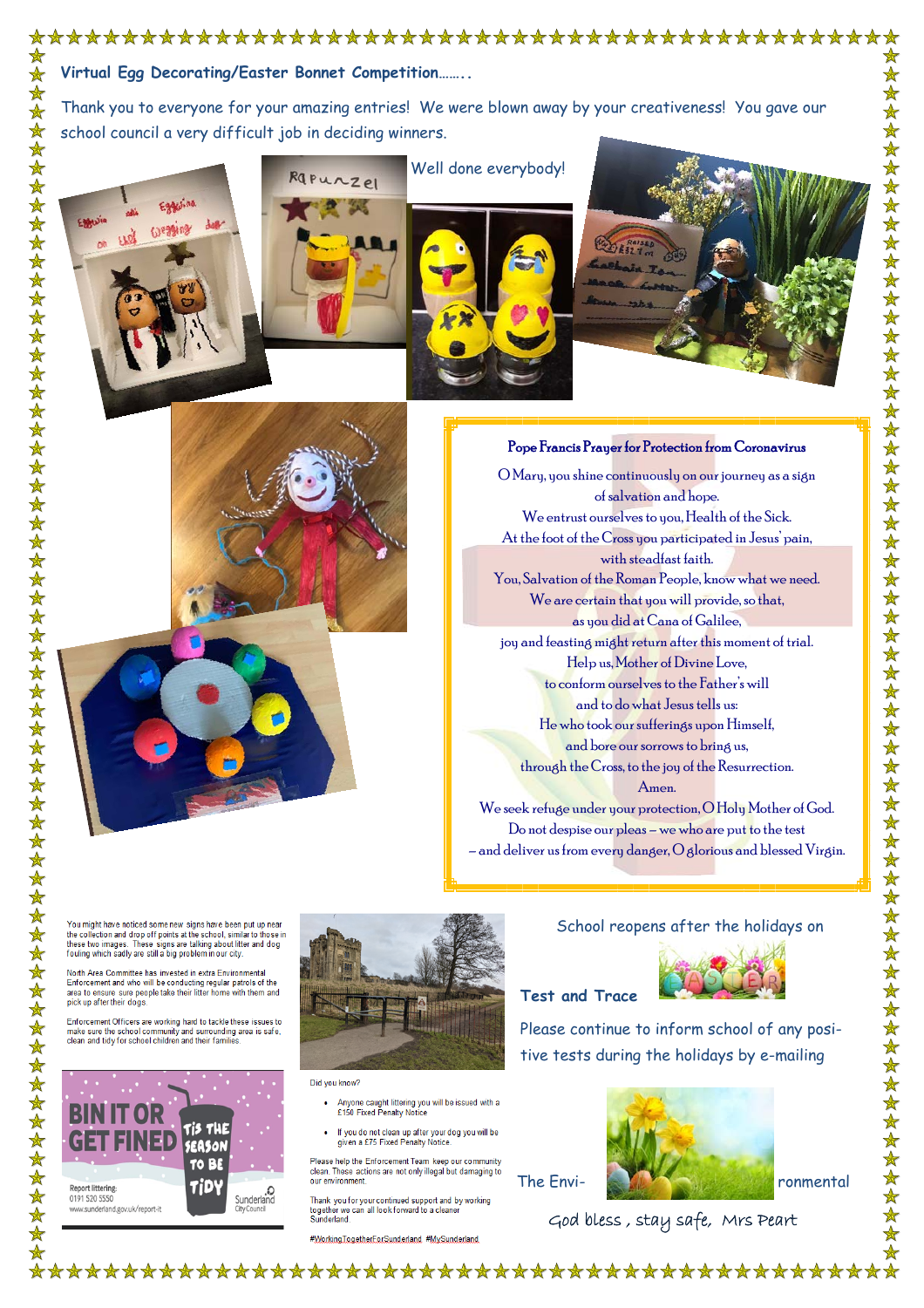## Virtual Egg Decorating/Easter Bonnet Competition……..

Thank you to everyone for your amazing entries! We were blown away by your creativeness! You gave our school council a very difficult job in deciding winners.

Well done everybody!

### Pope Francis Prayer for Protection from Coronavirus

O Mary, you shine continuously on our journey as a sign
of salvation and hope.
We entrust ourselves to you, Health of the Sick.
At the foot of the Cross you participated in Jesus' pain,
with steadfast faith.
You, Salvation of the Roman People, know what we need.
We are certain that you will provide, so that,
as you did at Cana of Galilee,
joy and feasting might return after this moment of trial.
Help us, Mother of Divine Love,
to conform ourselves to the Father's will
and to do what Jesus tells us:
He who took our sufferings upon Himself,
and bore our sorrows to bring us,
through the Cross, to the joy of the Resurrection.
Amen.
We seek refuge under your protection, O Holy Mother of God.
Do not despise our pleas – we who are put to the test
– and deliver us from every danger, O glorious and blessed Virgin.

You might have noticed some new signs have been put up near the collection and drop off points at the school, similar to those in these two images. These signs are talking about litter and dog fouling which sadly are still a big problem in our city.

North Area Committee has invested in extra Environmental Enforcement and who will be conducting regular patrols of the area to ensure sure people take their litter home with them and pick up after their dogs.

Enforcement Officers are working hard to tackle these issues to make sure the school community and surrounding area is safe, clean and tidy for school children and their families.

BIN IT OR GET FINED
TIS THE SEASON TO BE TIDY
Report littering:
0191 520 5550
www.sunderland.gov.uk/report-it
Sunderland City Council

Did you know?

- Anyone caught littering you will be issued with a £150 Fixed Penalty Notice
- If you do not clean up after your dog you will be given a £75 Fixed Penalty Notice

Please help the Enforcement Team keep our community clean. These actions are not only illegal but damaging to our environment.

Thank you for your continued support and by working together we can all look forward to a cleaner Sunderland.

#WorkingTogetherForSunderland #MySunderland

School reopens after the holidays on

**Test and Trace**

Please continue to inform school of any positive tests during the holidays by e-mailing

The Envi- ronmental

God bless , stay safe, Mrs Peart